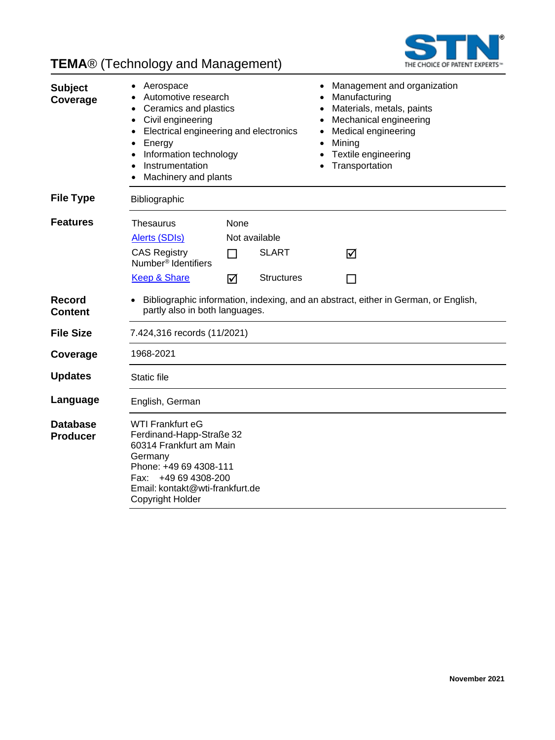# TEMA® (Technology and Management)

**Subject Coverage**

- Aerospace
- Automotive research
- Ceramics and plastics
- Civil engineering
- Electrical engineering and electronics
- Energy
- Information technology
- Instrumentation
- Machinery and plants
- Management and organization
- Manufacturing
- Materials, metals, paints
- Mechanical engineering
- Medical engineering
- Mining
- Textile engineering
- Transportation

**File Type**

Bibliographic

**Features**

| | | | |
|---|---|---|---|
| Thesaurus | None | | |
| Alerts (SDIs) | Not available | | |
| CAS Registry Number® Identifiers | ☐ | SLART | ☑ |
| Keep & Share | ☑ | Structures | ☐ |

**Record Content**

- Bibliographic information, indexing, and an abstract, either in German, or English, partly also in both languages.

**File Size**

7.424,316 records (11/2021)

**Coverage**

1968-2021

**Updates**

Static file

**Language**

English, German

**Database Producer**

WTI Frankfurt eG
Ferdinand-Happ-Straße 32
60314 Frankfurt am Main
Germany
Phone: +49 69 4308-111
Fax: +49 69 4308-200
Email: kontakt@wti-frankfurt.de
Copyright Holder

November 2021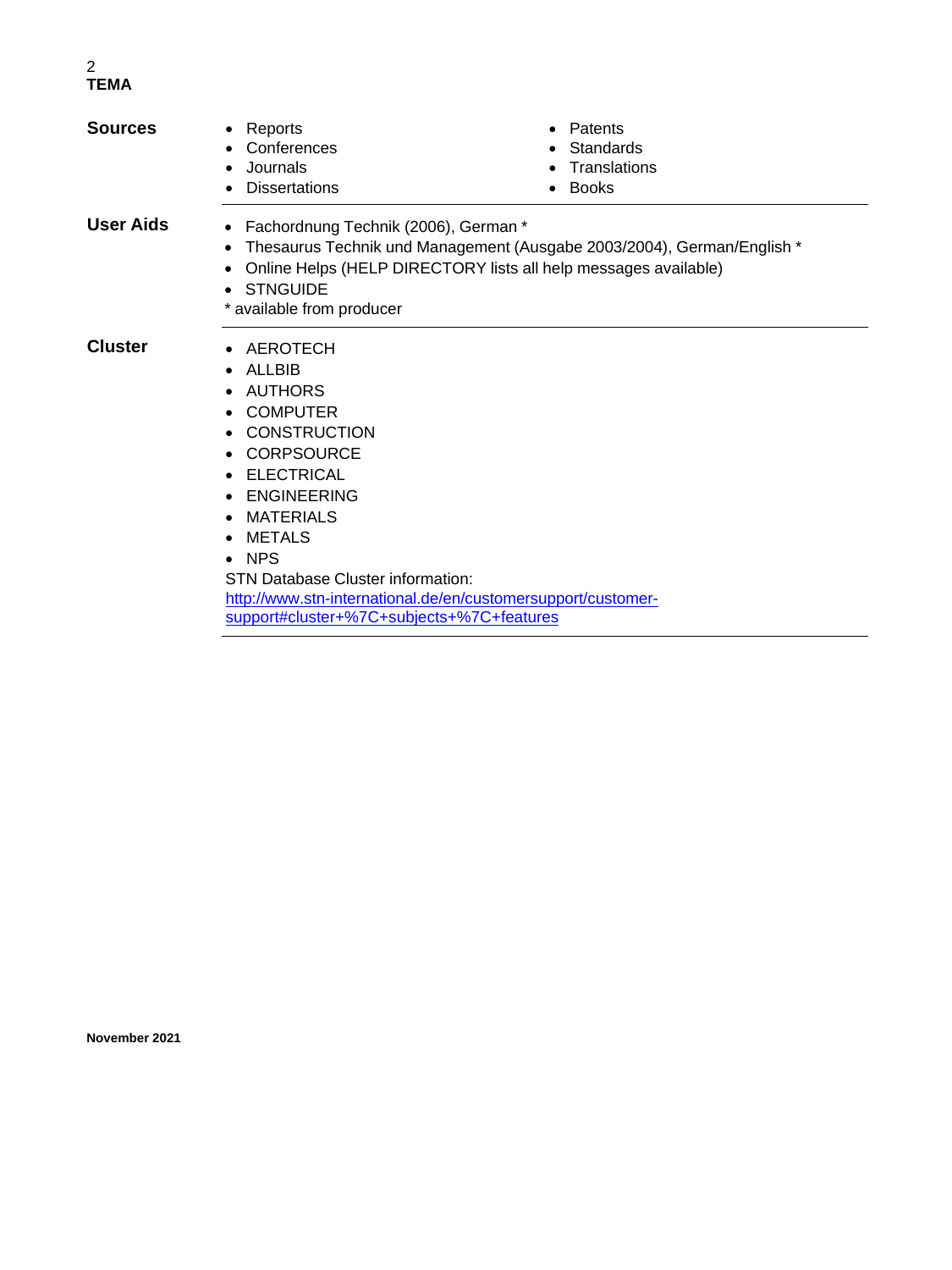## Sources

- Reports
- Conferences
- Journals
- Dissertations
- Patents
- Standards
- Translations
- Books

## User Aids

- Fachordnung Technik (2006), German *
- Thesaurus Technik und Management (Ausgabe 2003/2004), German/English *
- Online Helps (HELP DIRECTORY lists all help messages available)
- STNGUIDE

* available from producer

## Cluster

- AEROTECH
- ALLBIB
- AUTHORS
- COMPUTER
- CONSTRUCTION
- CORPSOURCE
- ELECTRICAL
- ENGINEERING
- MATERIALS
- METALS
- NPS

STN Database Cluster information:
http://www.stn-international.de/en/customersupport/customer-support#cluster+%7C+subjects+%7C+features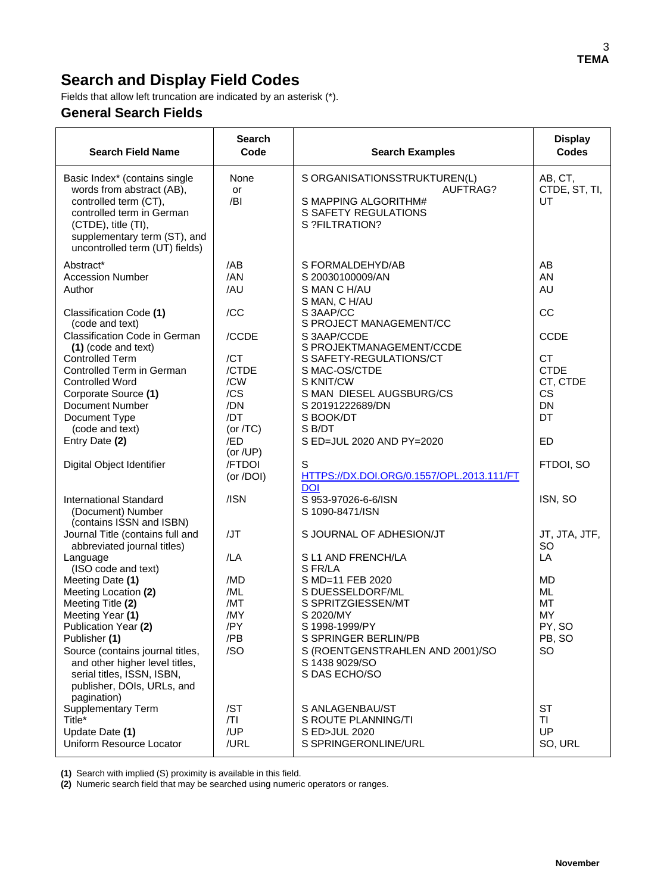# Search and Display Field Codes

Fields that allow left truncation are indicated by an asterisk (*).

## General Search Fields

| Search Field Name | Search Code | Search Examples | Display Codes |
|---|---|---|---|
| Basic Index* (contains single words from abstract (AB), controlled term (CT), controlled term in German (CTDE), title (TI), supplementary term (ST), and uncontrolled term (UT) fields) | None or /BI | S ORGANISATIONSSTRUKTUREN(L) AUFTRAG?<br>S MAPPING ALGORITHM#<br>S SAFETY REGULATIONS<br>S ?FILTRATION? | AB, CT, CTDE, ST, TI, UT |
| Abstract* | /AB | S FORMALDEHYD/AB | AB |
| Accession Number | /AN | S 20030100009/AN | AN |
| Author | /AU | S MAN C H/AU<br>S MAN, C H/AU | AU |
| Classification Code **(1)** (code and text) | /CC | S 3AAP/CC<br>S PROJECT MANAGEMENT/CC | CC |
| Classification Code in German **(1)** (code and text) | /CCDE | S 3AAP/CCDE<br>S PROJEKTMANAGEMENT/CCDE | CCDE |
| Controlled Term | /CT | S SAFETY-REGULATIONS/CT | CT |
| Controlled Term in German | /CTDE | S MAC-OS/CTDE | CTDE |
| Controlled Word | /CW | S KNIT/CW | CT, CTDE |
| Corporate Source **(1)** | /CS | S MAN DIESEL AUGSBURG/CS | CS |
| Document Number | /DN | S 20191222689/DN | DN |
| Document Type (code and text) | /DT (or /TC) | S BOOK/DT<br>S B/DT | DT |
| Entry Date **(2)** | /ED (or /UP) | S ED=JUL 2020 AND PY=2020 | ED |
| Digital Object Identifier | /FTDOI (or /DOI) | S HTTPS://DX.DOI.ORG/0.1557/OPL.2013.111/FTDOI | FTDOI, SO |
| International Standard (Document) Number (contains ISSN and ISBN) | /ISN | S 953-97026-6-6/ISN<br>S 1090-8471/ISN | ISN, SO |
| Journal Title (contains full and abbreviated journal titles) | /JT | S JOURNAL OF ADHESION/JT | JT, JTA, JTF, SO |
| Language (ISO code and text) | /LA | S L1 AND FRENCH/LA<br>S FR/LA | LA |
| Meeting Date **(1)** | /MD | S MD=11 FEB 2020 | MD |
| Meeting Location **(2)** | /ML | S DUESSELDORF/ML | ML |
| Meeting Title **(2)** | /MT | S SPRITZGIESSEN/MT | MT |
| Meeting Year **(1)** | /MY | S 2020/MY | MY |
| Publication Year **(2)** | /PY | S 1998-1999/PY | PY, SO |
| Publisher **(1)** | /PB | S SPRINGER BERLIN/PB | PB, SO |
| Source (contains journal titles, and other higher level titles, serial titles, ISSN, ISBN, publisher, DOIs, URLs, and pagination) | /SO | S (ROENTGENSTRAHLEN AND 2001)/SO<br>S 1438 9029/SO<br>S DAS ECHO/SO | SO |
| Supplementary Term | /ST | S ANLAGENBAU/ST | ST |
| Title* | /TI | S ROUTE PLANNING/TI | TI |
| Update Date **(1)** | /UP | S ED>JUL 2020 | UP |
| Uniform Resource Locator | /URL | S SPRINGERONLINE/URL | SO, URL |

**(1)** Search with implied (S) proximity is available in this field.
**(2)** Numeric search field that may be searched using numeric operators or ranges.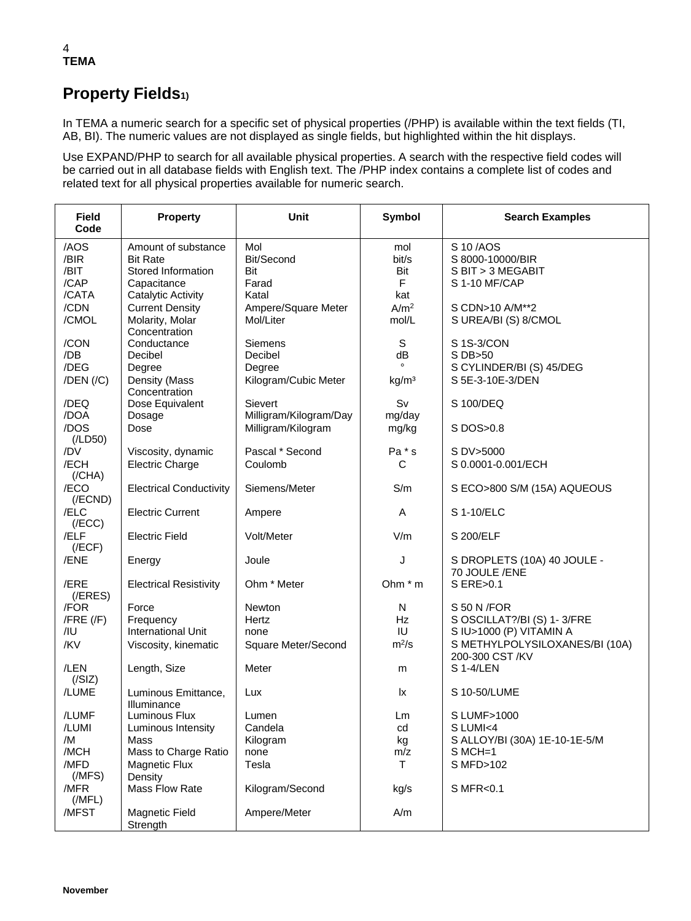## Property Fields[1)]

In TEMA a numeric search for a specific set of physical properties (/PHP) is available within the text fields (TI, AB, BI). The numeric values are not displayed as single fields, but highlighted within the hit displays.

Use EXPAND/PHP to search for all available physical properties. A search with the respective field codes will be carried out in all database fields with English text. The /PHP index contains a complete list of codes and related text for all physical properties available for numeric search.

| Field Code | Property | Unit | Symbol | Search Examples |
|---|---|---|---|---|
| /AOS | Amount of substance | Mol | mol | S 10 /AOS |
| /BIR | Bit Rate | Bit/Second | bit/s | S 8000-10000/BIR |
| /BIT | Stored Information | Bit | Bit | S BIT > 3 MEGABIT |
| /CAP | Capacitance | Farad | F | S 1-10 MF/CAP |
| /CATA | Catalytic Activity | Katal | kat | |
| /CDN | Current Density | Ampere/Square Meter | $A/m^2$ | S CDN>10 A/M**2 |
| /CMOL | Molarity, Molar Concentration | Mol/Liter | mol/L | S UREA/BI (S) 8/CMOL |
| /CON | Conductance | Siemens | S | S 1S-3/CON |
| /DB | Decibel | Decibel | dB | S DB>50 |
| /DEG | Degree | Degree | ° | S CYLINDER/BI (S) 45/DEG |
| /DEN (/C) | Density (Mass Concentration | Kilogram/Cubic Meter | $kg/m^3$ | S 5E-3-10E-3/DEN |
| /DEQ | Dose Equivalent | Sievert | Sv | S 100/DEQ |
| /DOA | Dosage | Milligram/Kilogram/Day | mg/day | |
| /DOS (/LD50) | Dose | Milligram/Kilogram | mg/kg | S DOS>0.8 |
| /DV | Viscosity, dynamic | Pascal * Second | Pa * s | S DV>5000 |
| /ECH (/CHA) | Electric Charge | Coulomb | C | S 0.0001-0.001/ECH |
| /ECO (/ECND) | Electrical Conductivity | Siemens/Meter | S/m | S ECO>800 S/M (15A) AQUEOUS |
| /ELC (/ECC) | Electric Current | Ampere | A | S 1-10/ELC |
| /ELF (/ECF) | Electric Field | Volt/Meter | V/m | S 200/ELF |
| /ENE | Energy | Joule | J | S DROPLETS (10A) 40 JOULE - 70 JOULE /ENE |
| /ERE (/ERES) | Electrical Resistivity | Ohm * Meter | Ohm * m | S ERE>0.1 |
| /FOR | Force | Newton | N | S 50 N /FOR |
| /FRE (/F) | Frequency | Hertz | Hz | S OSCILLAT?/BI (S) 1- 3/FRE |
| /IU | International Unit | none | IU | S IU>1000 (P) VITAMIN A |
| /KV | Viscosity, kinematic | Square Meter/Second | $m^2/s$ | S METHYLPOLYSILOXANES/BI (10A) 200-300 CST /KV |
| /LEN (/SIZ) | Length, Size | Meter | m | S 1-4/LEN |
| /LUME | Luminous Emittance, Illuminance | Lux | lx | S 10-50/LUME |
| /LUMF | Luminous Flux | Lumen | Lm | S LUMF>1000 |
| /LUMI | Luminous Intensity | Candela | cd | S LUMI<4 |
| /M | Mass | Kilogram | kg | S ALLOY/BI (30A) 1E-10-1E-5/M |
| /MCH | Mass to Charge Ratio | none | m/z | S MCH=1 |
| /MFD (/MFS) | Magnetic Flux Density | Tesla | T | S MFD>102 |
| /MFR (/MFL) | Mass Flow Rate | Kilogram/Second | kg/s | S MFR<0.1 |
| /MFST | Magnetic Field Strength | Ampere/Meter | A/m | |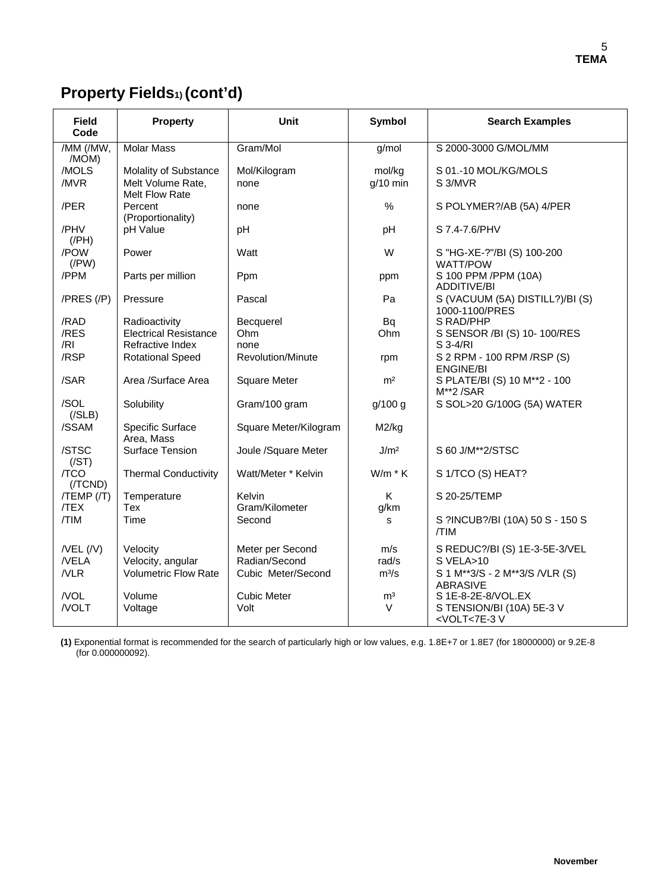## Property Fields[1] (cont'd)

| Field Code | Property | Unit | Symbol | Search Examples |
|---|---|---|---|---|
| /MM (/MW, /MOM) | Molar Mass | Gram/Mol | g/mol | S 2000-3000 G/MOL/MM |
| /MOLS | Molality of Substance | Mol/Kilogram | mol/kg | S 01.-10 MOL/KG/MOLS |
| /MVR | Melt Volume Rate, Melt Flow Rate | none | g/10 min | S 3/MVR |
| /PER | Percent (Proportionality) | none | % | S POLYMER?/AB (5A) 4/PER |
| /PHV (/PH) | pH Value | pH | pH | S 7.4-7.6/PHV |
| /POW (/PW) | Power | Watt | W | S "HG-XE-?"/BI (S) 100-200 WATT/POW |
| /PPM | Parts per million | Ppm | ppm | S 100 PPM /PPM (10A) ADDITIVE/BI |
| /PRES (/P) | Pressure | Pascal | Pa | S (VACUUM (5A) DISTILL?)/BI (S) 1000-1100/PRES |
| /RAD | Radioactivity | Becquerel | Bq | S RAD/PHP |
| /RES | Electrical Resistance | Ohm | Ohm | S SENSOR /BI (S) 10- 100/RES |
| /RI | Refractive Index | none | | S 3-4/RI |
| /RSP | Rotational Speed | Revolution/Minute | rpm | S 2 RPM - 100 RPM /RSP (S) ENGINE/BI |
| /SAR | Area /Surface Area | Square Meter | $m^2$ | S PLATE/BI (S) 10 M**2 - 100 M**2 /SAR |
| /SOL (/SLB) | Solubility | Gram/100 gram | g/100 g | S SOL>20 G/100G (5A) WATER |
| /SSAM | Specific Surface Area, Mass | Square Meter/Kilogram | M2/kg | |
| /STSC (/ST) | Surface Tension | Joule /Square Meter | $J/m^2$ | S 60 J/M**2/STSC |
| /TCO (/TCND) | Thermal Conductivity | Watt/Meter * Kelvin | W/m * K | S 1/TCO (S) HEAT? |
| /TEMP (/T) | Temperature | Kelvin | K | S 20-25/TEMP |
| /TEX | Tex | Gram/Kilometer | g/km | |
| /TIM | Time | Second | s | S ?INCUB?/BI (10A) 50 S - 150 S /TIM |
| /VEL (/V) | Velocity | Meter per Second | m/s | S REDUC?/BI (S) 1E-3-5E-3/VEL |
| /VELA | Velocity, angular | Radian/Second | rad/s | S VELA>10 |
| /VLR | Volumetric Flow Rate | Cubic Meter/Second | $m^3/s$ | S 1 M**3/S - 2 M**3/S /VLR (S) ABRASIVE |
| /VOL | Volume | Cubic Meter | $m^3$ | S 1E-8-2E-8/VOL.EX |
| /VOLT | Voltage | Volt | V | S TENSION/BI (10A) 5E-3 V <VOLT<7E-3 V |

**(1)** Exponential format is recommended for the search of particularly high or low values, e.g. 1.8E+7 or 1.8E7 (for 18000000) or 9.2E-8 (for 0.000000092).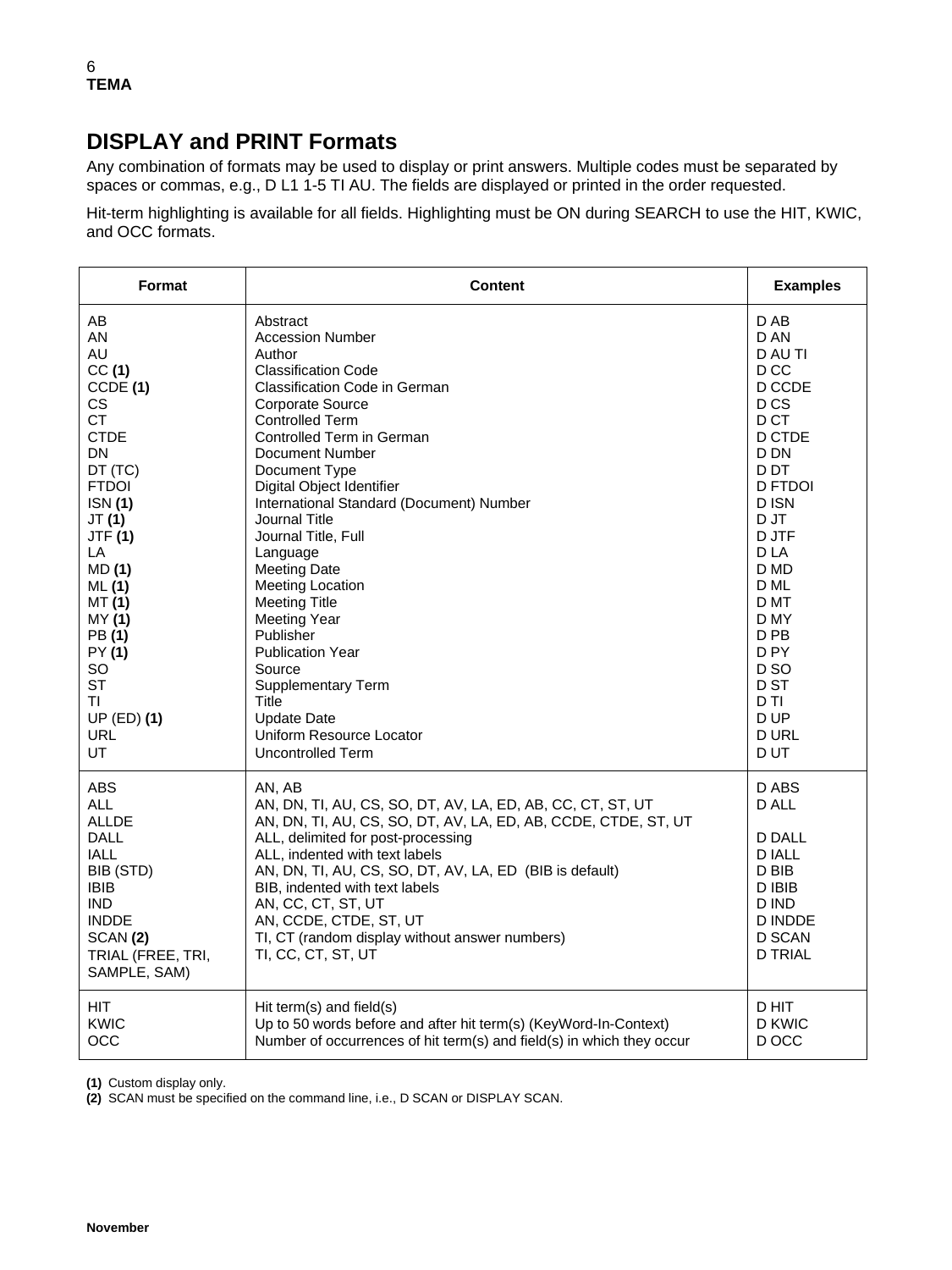## DISPLAY and PRINT Formats

Any combination of formats may be used to display or print answers. Multiple codes must be separated by spaces or commas, e.g., D L1 1-5 TI AU. The fields are displayed or printed in the order requested.

Hit-term highlighting is available for all fields. Highlighting must be ON during SEARCH to use the HIT, KWIC, and OCC formats.

| Format | Content | Examples |
|---|---|---|
| AB | Abstract | D AB |
| AN | Accession Number | D AN |
| AU | Author | D AU TI |
| CC **(1)** | Classification Code | D CC |
| CCDE **(1)** | Classification Code in German | D CCDE |
| CS | Corporate Source | D CS |
| CT | Controlled Term | D CT |
| CTDE | Controlled Term in German | D CTDE |
| DN | Document Number | D DN |
| DT (TC) | Document Type | D DT |
| FTDOI | Digital Object Identifier | D FTDOI |
| ISN **(1)** | International Standard (Document) Number | D ISN |
| JT **(1)** | Journal Title | D JT |
| JTF **(1)** | Journal Title, Full | D JTF |
| LA | Language | D LA |
| MD **(1)** | Meeting Date | D MD |
| ML **(1)** | Meeting Location | D ML |
| MT **(1)** | Meeting Title | D MT |
| MY **(1)** | Meeting Year | D MY |
| PB **(1)** | Publisher | D PB |
| PY **(1)** | Publication Year | D PY |
| SO | Source | D SO |
| ST | Supplementary Term | D ST |
| TI | Title | D TI |
| UP (ED) **(1)** | Update Date | D UP |
| URL | Uniform Resource Locator | D URL |
| UT | Uncontrolled Term | D UT |
| ABS | AN, AB | D ABS |
| ALL | AN, DN, TI, AU, CS, SO, DT, AV, LA, ED, AB, CC, CT, ST, UT | D ALL |
| ALLDE | AN, DN, TI, AU, CS, SO, DT, AV, LA, ED, AB, CCDE, CTDE, ST, UT | |
| DALL | ALL, delimited for post-processing | D DALL |
| IALL | ALL, indented with text labels | D IALL |
| BIB (STD) | AN, DN, TI, AU, CS, SO, DT, AV, LA, ED (BIB is default) | D BIB |
| IBIB | BIB, indented with text labels | D IBIB |
| IND | AN, CC, CT, ST, UT | D IND |
| INDDE | AN, CCDE, CTDE, ST, UT | D INDDE |
| SCAN **(2)** | TI, CT (random display without answer numbers) | D SCAN |
| TRIAL (FREE, TRI, SAMPLE, SAM) | TI, CC, CT, ST, UT | D TRIAL |
| HIT | Hit term(s) and field(s) | D HIT |
| KWIC | Up to 50 words before and after hit term(s) (KeyWord-In-Context) | D KWIC |
| OCC | Number of occurrences of hit term(s) and field(s) in which they occur | D OCC |

**(1)** Custom display only.
**(2)** SCAN must be specified on the command line, i.e., D SCAN or DISPLAY SCAN.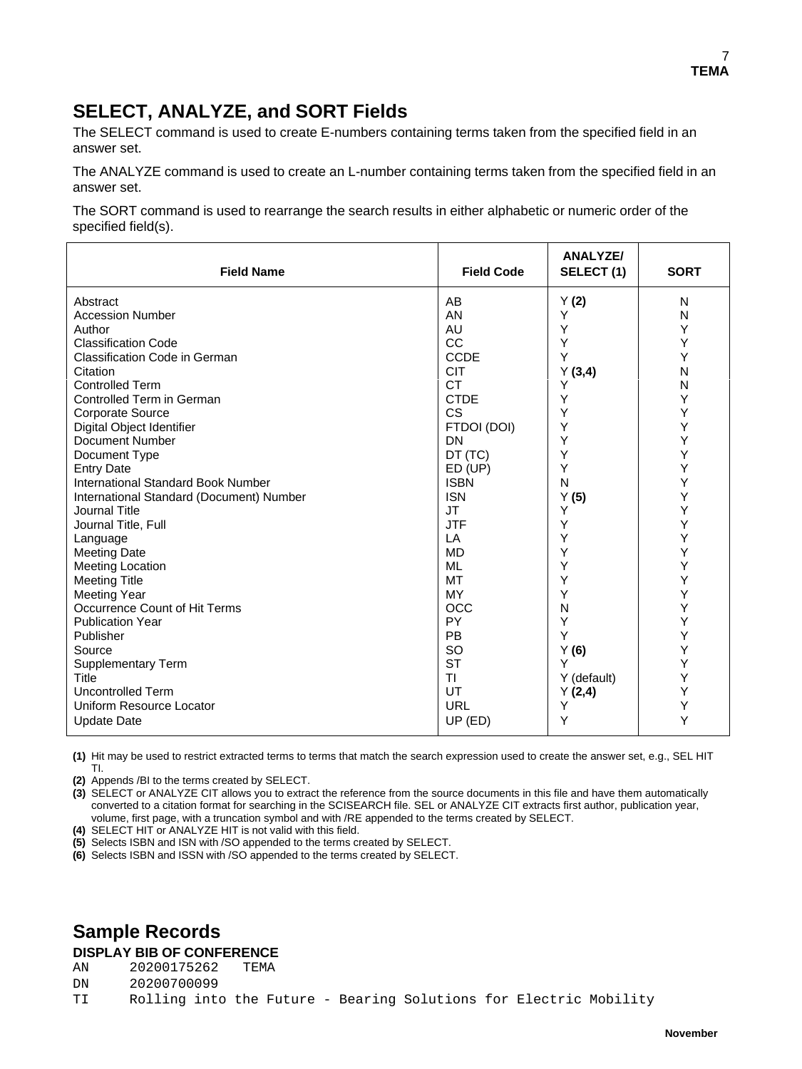## SELECT, ANALYZE, and SORT Fields

The SELECT command is used to create E-numbers containing terms taken from the specified field in an answer set.

The ANALYZE command is used to create an L-number containing terms taken from the specified field in an answer set.

The SORT command is used to rearrange the search results in either alphabetic or numeric order of the specified field(s).

| Field Name | Field Code | ANALYZE/ SELECT (1) | SORT |
|---|---|---|---|
| Abstract | AB | Y **(2)** | N |
| Accession Number | AN | Y | N |
| Author | AU | Y | Y |
| Classification Code | CC | Y | Y |
| Classification Code in German | CCDE | Y | Y |
| Citation | CIT | Y **(3,4)** | N |
| Controlled Term | CT | Y | N |
| Controlled Term in German | CTDE | Y | Y |
| Corporate Source | CS | Y | Y |
| Digital Object Identifier | FTDOI (DOI) | Y | Y |
| Document Number | DN | Y | Y |
| Document Type | DT (TC) | Y | Y |
| Entry Date | ED (UP) | Y | Y |
| International Standard Book Number | ISBN | N | Y |
| International Standard (Document) Number | ISN | Y **(5)** | Y |
| Journal Title | JT | Y | Y |
| Journal Title, Full | JTF | Y | Y |
| Language | LA | Y | Y |
| Meeting Date | MD | Y | Y |
| Meeting Location | ML | Y | Y |
| Meeting Title | MT | Y | Y |
| Meeting Year | MY | Y | Y |
| Occurrence Count of Hit Terms | OCC | N | Y |
| Publication Year | PY | Y | Y |
| Publisher | PB | Y | Y |
| Source | SO | Y **(6)** | Y |
| Supplementary Term | ST | Y | Y |
| Title | TI | Y (default) | Y |
| Uncontrolled Term | UT | Y **(2,4)** | Y |
| Uniform Resource Locator | URL | Y | Y |
| Update Date | UP (ED) | Y | Y |

**(1)** Hit may be used to restrict extracted terms to terms that match the search expression used to create the answer set, e.g., SEL HIT TI.
**(2)** Appends /BI to the terms created by SELECT.
**(3)** SELECT or ANALYZE CIT allows you to extract the reference from the source documents in this file and have them automatically converted to a citation format for searching in the SCISEARCH file. SEL or ANALYZE CIT extracts first author, publication year, volume, first page, with a truncation symbol and with /RE appended to the terms created by SELECT.
**(4)** SELECT HIT or ANALYZE HIT is not valid with this field.
**(5)** Selects ISBN and ISN with /SO appended to the terms created by SELECT.
**(6)** Selects ISBN and ISSN with /SO appended to the terms created by SELECT.

## Sample Records

**DISPLAY BIB OF CONFERENCE**

```
AN      20200175262   TEMA
DN      20200700099
TI      Rolling into the Future - Bearing Solutions for Electric Mobility
```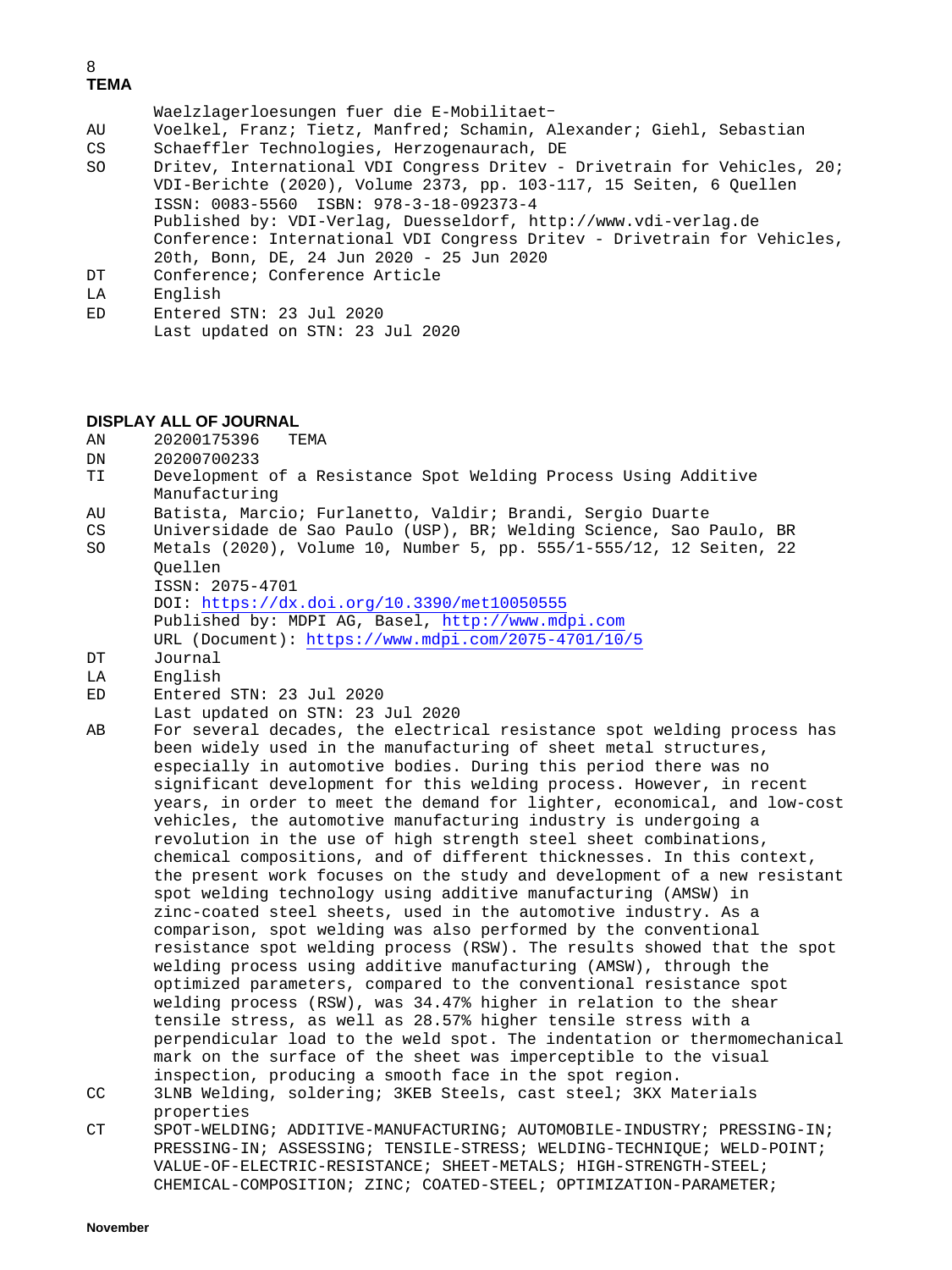Waelzlagerloesungen fuer die E-Mobilitaet-

AU Voelkel, Franz; Tietz, Manfred; Schamin, Alexander; Giehl, Sebastian
CS Schaeffler Technologies, Herzogenaurach, DE
SO Dritev, International VDI Congress Dritev - Drivetrain for Vehicles, 20; VDI-Berichte (2020), Volume 2373, pp. 103-117, 15 Seiten, 6 Quellen
ISSN: 0083-5560 ISBN: 978-3-18-092373-4
Published by: VDI-Verlag, Duesseldorf, http://www.vdi-verlag.de
Conference: International VDI Congress Dritev - Drivetrain for Vehicles, 20th, Bonn, DE, 24 Jun 2020 - 25 Jun 2020
DT Conference; Conference Article
LA English
ED Entered STN: 23 Jul 2020
Last updated on STN: 23 Jul 2020

**DISPLAY ALL OF JOURNAL**

AN 20200175396 TEMA
DN 20200700233
TI Development of a Resistance Spot Welding Process Using Additive Manufacturing
AU Batista, Marcio; Furlanetto, Valdir; Brandi, Sergio Duarte
CS Universidade de Sao Paulo (USP), BR; Welding Science, Sao Paulo, BR
SO Metals (2020), Volume 10, Number 5, pp. 555/1-555/12, 12 Seiten, 22 Quellen
ISSN: 2075-4701
DOI: https://dx.doi.org/10.3390/met10050555
Published by: MDPI AG, Basel, http://www.mdpi.com
URL (Document): https://www.mdpi.com/2075-4701/10/5
DT Journal
LA English
ED Entered STN: 23 Jul 2020
Last updated on STN: 23 Jul 2020
AB For several decades, the electrical resistance spot welding process has been widely used in the manufacturing of sheet metal structures, especially in automotive bodies. During this period there was no significant development for this welding process. However, in recent years, in order to meet the demand for lighter, economical, and low-cost vehicles, the automotive manufacturing industry is undergoing a revolution in the use of high strength steel sheet combinations, chemical compositions, and of different thicknesses. In this context, the present work focuses on the study and development of a new resistant spot welding technology using additive manufacturing (AMSW) in zinc-coated steel sheets, used in the automotive industry. As a comparison, spot welding was also performed by the conventional resistance spot welding process (RSW). The results showed that the spot welding process using additive manufacturing (AMSW), through the optimized parameters, compared to the conventional resistance spot welding process (RSW), was 34.47% higher in relation to the shear tensile stress, as well as 28.57% higher tensile stress with a perpendicular load to the weld spot. The indentation or thermomechanical mark on the surface of the sheet was imperceptible to the visual inspection, producing a smooth face in the spot region.
CC 3LNB Welding, soldering; 3KEB Steels, cast steel; 3KX Materials properties
CT SPOT-WELDING; ADDITIVE-MANUFACTURING; AUTOMOBILE-INDUSTRY; PRESSING-IN; PRESSING-IN; ASSESSING; TENSILE-STRESS; WELDING-TECHNIQUE; WELD-POINT; VALUE-OF-ELECTRIC-RESISTANCE; SHEET-METALS; HIGH-STRENGTH-STEEL; CHEMICAL-COMPOSITION; ZINC; COATED-STEEL; OPTIMIZATION-PARAMETER;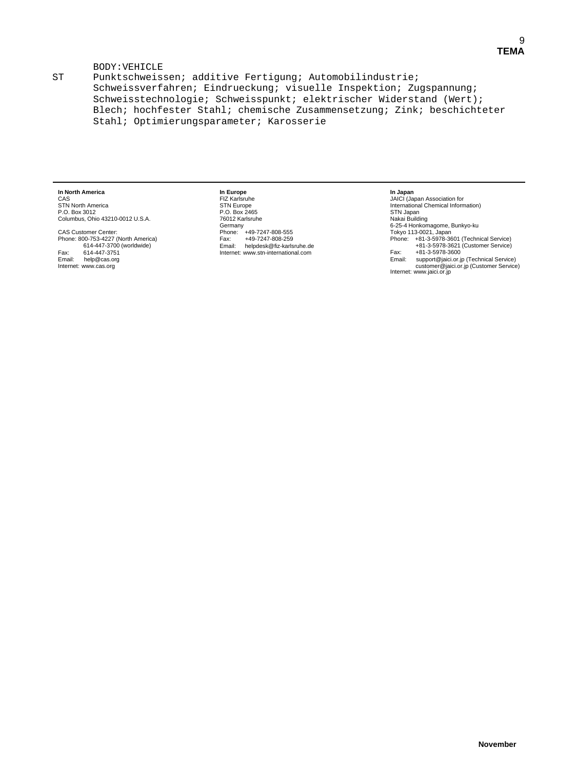```
      BODY:VEHICLE
ST    Punktschweissen; additive Fertigung; Automobilindustrie;
      Schweissverfahren; Eindrueckung; visuelle Inspektion; Zugspannung;
      Schweisstechnologie; Schweisspunkt; elektrischer Widerstand (Wert);
      Blech; hochfester Stahl; chemische Zusammensetzung; Zink; beschichteter
      Stahl; Optimierungsparameter; Karosserie
```

---

**In North America**
CAS
STN North America
P.O. Box 3012
Columbus, Ohio 43210-0012 U.S.A.

CAS Customer Center:
Phone: 800-753-4227 (North America)
614-447-3700 (worldwide)
Fax: 614-447-3751
Email: help@cas.org
Internet: www.cas.org

**In Europe**
FIZ Karlsruhe
STN Europe
P.O. Box 2465
76012 Karlsruhe
Germany
Phone: +49-7247-808-555
Fax: +49-7247-808-259
Email: helpdesk@fiz-karlsruhe.de
Internet: www.stn-international.com

**In Japan**
JAICI (Japan Association for International Chemical Information)
STN Japan
Nakai Building
6-25-4 Honkomagome, Bunkyo-ku
Tokyo 113-0021, Japan
Phone: +81-3-5978-3601 (Technical Service)
+81-3-5978-3621 (Customer Service)
Fax: +81-3-5978-3600
Email: support@jaici.or.jp (Technical Service)
customer@jaici.or.jp (Customer Service)
Internet: www.jaici.or.jp